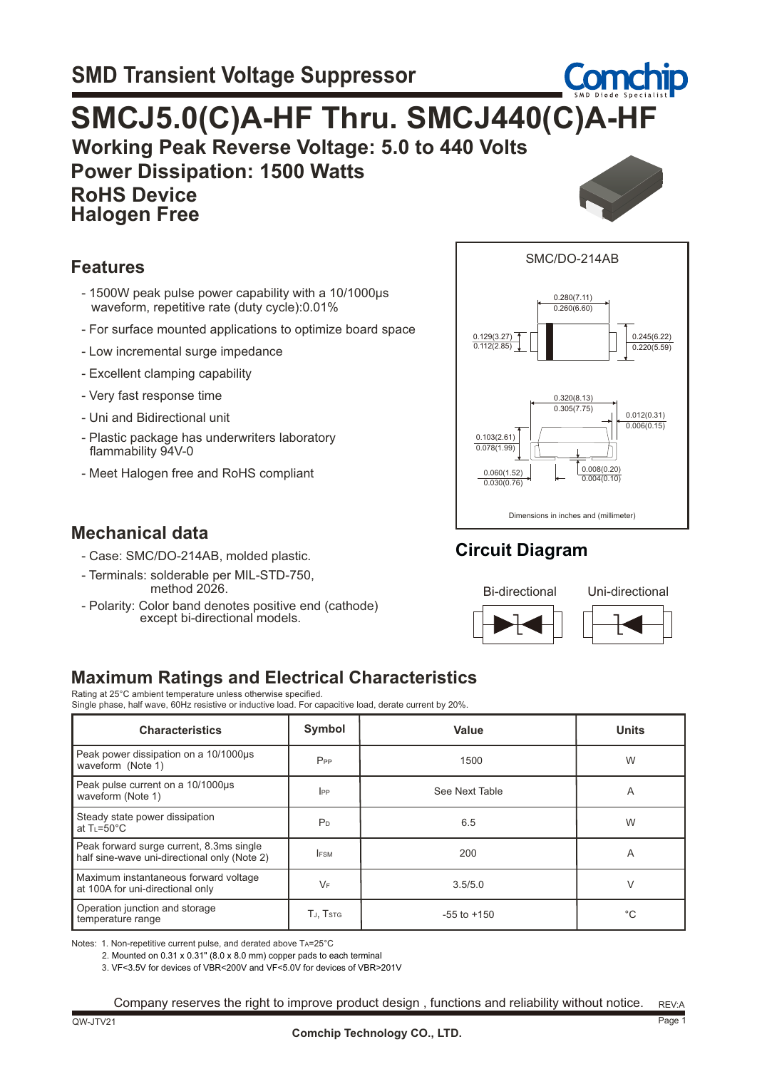# SMD Transient Voltage Suppressor

# SMCJ5.0(C)A-HF Thru. SMCJ440(C)A-HF

**Working Peak Reverse Voltage: 5.0 to 440 Volts**

**Power Dissipation: 1500 Watts**

**RoHS Device**

**Halogen Free**

## Features

- 1500W peak pulse power capability with a 10/1000μs waveform, repetitive rate (duty cycle):0.01%
- For surface mounted applications to optimize board space
- Low incremental surge impedance
- Excellent clamping capability
- Very fast response time
- Uni and Bidirectional unit
- Plastic package has underwriters laboratory flammability 94V-0
- Meet Halogen free and RoHS compliant

SMC/DO-214AB

0.280(7.11) / 0.260(6.60)

0.129(3.27) / 0.112(2.85)

0.245(6.22) / 0.220(5.59)

0.320(8.13) / 0.305(7.75)

0.012(0.31) / 0.006(0.15)

0.103(2.61) / 0.078(1.99)

0.060(1.52) / 0.030(0.76)

0.008(0.20) / 0.004(0.10)

Dimensions in inches and (millimeter)

## Mechanical data

- Case: SMC/DO-214AB, molded plastic.
- Terminals: solderable per MIL-STD-750, method 2026.
- Polarity: Color band denotes positive end (cathode) except bi-directional models.

## Circuit Diagram

Bi-directional Uni-directional

## Maximum Ratings and Electrical Characteristics

Rating at 25°C ambient temperature unless otherwise specified.
Single phase, half wave, 60Hz resistive or inductive load. For capacitive load, derate current by 20%.

| Characteristics | Symbol | Value | Units |
|---|---|---|---|
| Peak power dissipation on a 10/1000μs waveform (Note 1) | $P_{PP}$ | 1500 | W |
| Peak pulse current on a 10/1000μs waveform (Note 1) | $I_{PP}$ | See Next Table | A |
| Steady state power dissipation at $T_L$=50°C | $P_D$ | 6.5 | W |
| Peak forward surge current, 8.3ms single half sine-wave uni-directional only (Note 2) | $I_{FSM}$ | 200 | A |
| Maximum instantaneous forward voltage at 100A for uni-directional only | $V_F$ | 3.5/5.0 | V |
| Operation junction and storage temperature range | $T_J$, $T_{STG}$ | -55 to +150 | °C |

Notes: 1. Non-repetitive current pulse, and derated above $T_A$=25°C

2. Mounted on 0.31 x 0.31" (8.0 x 8.0 mm) copper pads to each terminal

3. VF<3.5V for devices of VBR<200V and VF<5.0V for devices of VBR>201V

Company reserves the right to improve product design , functions and reliability without notice.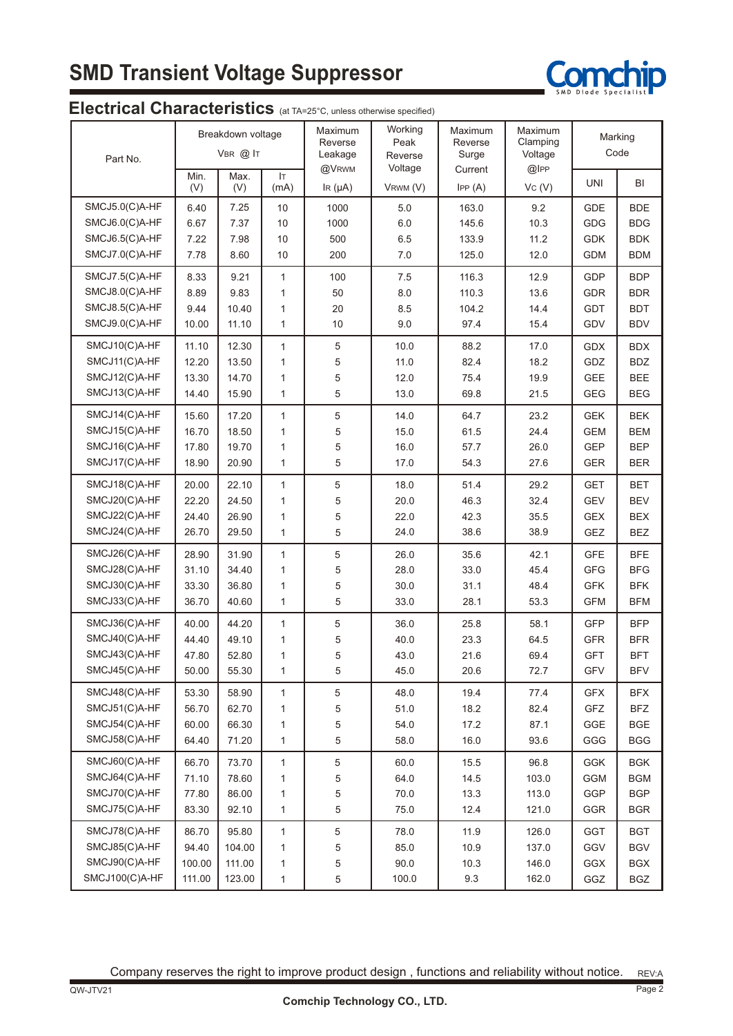# SMD Transient Voltage Suppressor

## Electrical Characteristics (at TA=25°C, unless otherwise specified)

| Part No. | Breakdown voltage $V_{BR}$ @ $I_T$ | | | Maximum Reverse Leakage @$V_{RWM}$ | Working Peak Reverse Voltage | Maximum Reverse Surge Current | Maximum Clamping Voltage @$I_{PP}$ | Marking Code | |
|---|---|---|---|---|---|---|---|---|---|
| | Min. (V) | Max. (V) | $I_T$ (mA) | $I_R$ (μA) | $V_{RWM}$ (V) | $I_{PP}$ (A) | $V_C$ (V) | UNI | BI |
| SMCJ5.0(C)A-HF | 6.40 | 7.25 | 10 | 1000 | 5.0 | 163.0 | 9.2 | GDE | BDE |
| SMCJ6.0(C)A-HF | 6.67 | 7.37 | 10 | 1000 | 6.0 | 145.6 | 10.3 | GDG | BDG |
| SMCJ6.5(C)A-HF | 7.22 | 7.98 | 10 | 500 | 6.5 | 133.9 | 11.2 | GDK | BDK |
| SMCJ7.0(C)A-HF | 7.78 | 8.60 | 10 | 200 | 7.0 | 125.0 | 12.0 | GDM | BDM |
| SMCJ7.5(C)A-HF | 8.33 | 9.21 | 1 | 100 | 7.5 | 116.3 | 12.9 | GDP | BDP |
| SMCJ8.0(C)A-HF | 8.89 | 9.83 | 1 | 50 | 8.0 | 110.3 | 13.6 | GDR | BDR |
| SMCJ8.5(C)A-HF | 9.44 | 10.40 | 1 | 20 | 8.5 | 104.2 | 14.4 | GDT | BDT |
| SMCJ9.0(C)A-HF | 10.00 | 11.10 | 1 | 10 | 9.0 | 97.4 | 15.4 | GDV | BDV |
| SMCJ10(C)A-HF | 11.10 | 12.30 | 1 | 5 | 10.0 | 88.2 | 17.0 | GDX | BDX |
| SMCJ11(C)A-HF | 12.20 | 13.50 | 1 | 5 | 11.0 | 82.4 | 18.2 | GDZ | BDZ |
| SMCJ12(C)A-HF | 13.30 | 14.70 | 1 | 5 | 12.0 | 75.4 | 19.9 | GEE | BEE |
| SMCJ13(C)A-HF | 14.40 | 15.90 | 1 | 5 | 13.0 | 69.8 | 21.5 | GEG | BEG |
| SMCJ14(C)A-HF | 15.60 | 17.20 | 1 | 5 | 14.0 | 64.7 | 23.2 | GEK | BEK |
| SMCJ15(C)A-HF | 16.70 | 18.50 | 1 | 5 | 15.0 | 61.5 | 24.4 | GEM | BEM |
| SMCJ16(C)A-HF | 17.80 | 19.70 | 1 | 5 | 16.0 | 57.7 | 26.0 | GEP | BEP |
| SMCJ17(C)A-HF | 18.90 | 20.90 | 1 | 5 | 17.0 | 54.3 | 27.6 | GER | BER |
| SMCJ18(C)A-HF | 20.00 | 22.10 | 1 | 5 | 18.0 | 51.4 | 29.2 | GET | BET |
| SMCJ20(C)A-HF | 22.20 | 24.50 | 1 | 5 | 20.0 | 46.3 | 32.4 | GEV | BEV |
| SMCJ22(C)A-HF | 24.40 | 26.90 | 1 | 5 | 22.0 | 42.3 | 35.5 | GEX | BEX |
| SMCJ24(C)A-HF | 26.70 | 29.50 | 1 | 5 | 24.0 | 38.6 | 38.9 | GEZ | BEZ |
| SMCJ26(C)A-HF | 28.90 | 31.90 | 1 | 5 | 26.0 | 35.6 | 42.1 | GFE | BFE |
| SMCJ28(C)A-HF | 31.10 | 34.40 | 1 | 5 | 28.0 | 33.0 | 45.4 | GFG | BFG |
| SMCJ30(C)A-HF | 33.30 | 36.80 | 1 | 5 | 30.0 | 31.1 | 48.4 | GFK | BFK |
| SMCJ33(C)A-HF | 36.70 | 40.60 | 1 | 5 | 33.0 | 28.1 | 53.3 | GFM | BFM |
| SMCJ36(C)A-HF | 40.00 | 44.20 | 1 | 5 | 36.0 | 25.8 | 58.1 | GFP | BFP |
| SMCJ40(C)A-HF | 44.40 | 49.10 | 1 | 5 | 40.0 | 23.3 | 64.5 | GFR | BFR |
| SMCJ43(C)A-HF | 47.80 | 52.80 | 1 | 5 | 43.0 | 21.6 | 69.4 | GFT | BFT |
| SMCJ45(C)A-HF | 50.00 | 55.30 | 1 | 5 | 45.0 | 20.6 | 72.7 | GFV | BFV |
| SMCJ48(C)A-HF | 53.30 | 58.90 | 1 | 5 | 48.0 | 19.4 | 77.4 | GFX | BFX |
| SMCJ51(C)A-HF | 56.70 | 62.70 | 1 | 5 | 51.0 | 18.2 | 82.4 | GFZ | BFZ |
| SMCJ54(C)A-HF | 60.00 | 66.30 | 1 | 5 | 54.0 | 17.2 | 87.1 | GGE | BGE |
| SMCJ58(C)A-HF | 64.40 | 71.20 | 1 | 5 | 58.0 | 16.0 | 93.6 | GGG | BGG |
| SMCJ60(C)A-HF | 66.70 | 73.70 | 1 | 5 | 60.0 | 15.5 | 96.8 | GGK | BGK |
| SMCJ64(C)A-HF | 71.10 | 78.60 | 1 | 5 | 64.0 | 14.5 | 103.0 | GGM | BGM |
| SMCJ70(C)A-HF | 77.80 | 86.00 | 1 | 5 | 70.0 | 13.3 | 113.0 | GGP | BGP |
| SMCJ75(C)A-HF | 83.30 | 92.10 | 1 | 5 | 75.0 | 12.4 | 121.0 | GGR | BGR |
| SMCJ78(C)A-HF | 86.70 | 95.80 | 1 | 5 | 78.0 | 11.9 | 126.0 | GGT | BGT |
| SMCJ85(C)A-HF | 94.40 | 104.00 | 1 | 5 | 85.0 | 10.9 | 137.0 | GGV | BGV |
| SMCJ90(C)A-HF | 100.00 | 111.00 | 1 | 5 | 90.0 | 10.3 | 146.0 | GGX | BGX |
| SMCJ100(C)A-HF | 111.00 | 123.00 | 1 | 5 | 100.0 | 9.3 | 162.0 | GGZ | BGZ |

Company reserves the right to improve product design , functions and reliability without notice.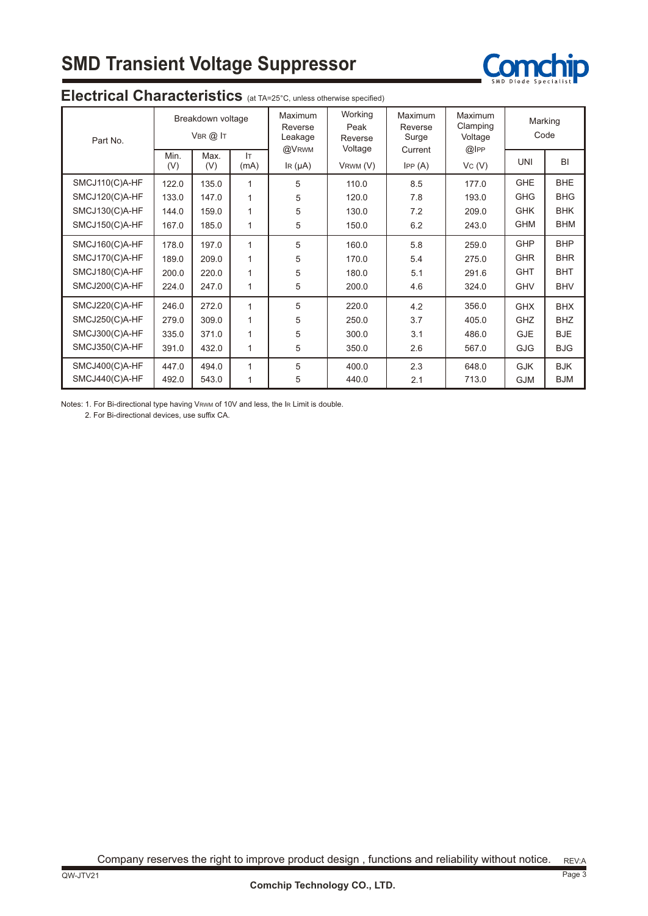# SMD Transient Voltage Suppressor

## Electrical Characteristics (at TA=25°C, unless otherwise specified)

| Part No. | Breakdown voltage $V_{BR}$ @ $I_T$ | | | Maximum Reverse Leakage @$V_{RWM}$ | Working Peak Reverse Voltage | Maximum Reverse Surge Current | Maximum Clamping Voltage @$I_{PP}$ | Marking Code | |
|---|---|---|---|---|---|---|---|---|---|
| | Min. (V) | Max. (V) | $I_T$ (mA) | $I_R$ (μA) | $V_{RWM}$ (V) | $I_{PP}$ (A) | $V_C$ (V) | UNI | BI |
| SMCJ110(C)A-HF | 122.0 | 135.0 | 1 | 5 | 110.0 | 8.5 | 177.0 | GHE | BHE |
| SMCJ120(C)A-HF | 133.0 | 147.0 | 1 | 5 | 120.0 | 7.8 | 193.0 | GHG | BHG |
| SMCJ130(C)A-HF | 144.0 | 159.0 | 1 | 5 | 130.0 | 7.2 | 209.0 | GHK | BHK |
| SMCJ150(C)A-HF | 167.0 | 185.0 | 1 | 5 | 150.0 | 6.2 | 243.0 | GHM | BHM |
| SMCJ160(C)A-HF | 178.0 | 197.0 | 1 | 5 | 160.0 | 5.8 | 259.0 | GHP | BHP |
| SMCJ170(C)A-HF | 189.0 | 209.0 | 1 | 5 | 170.0 | 5.4 | 275.0 | GHR | BHR |
| SMCJ180(C)A-HF | 200.0 | 220.0 | 1 | 5 | 180.0 | 5.1 | 291.6 | GHT | BHT |
| SMCJ200(C)A-HF | 224.0 | 247.0 | 1 | 5 | 200.0 | 4.6 | 324.0 | GHV | BHV |
| SMCJ220(C)A-HF | 246.0 | 272.0 | 1 | 5 | 220.0 | 4.2 | 356.0 | GHX | BHX |
| SMCJ250(C)A-HF | 279.0 | 309.0 | 1 | 5 | 250.0 | 3.7 | 405.0 | GHZ | BHZ |
| SMCJ300(C)A-HF | 335.0 | 371.0 | 1 | 5 | 300.0 | 3.1 | 486.0 | GJE | BJE |
| SMCJ350(C)A-HF | 391.0 | 432.0 | 1 | 5 | 350.0 | 2.6 | 567.0 | GJG | BJG |
| SMCJ400(C)A-HF | 447.0 | 494.0 | 1 | 5 | 400.0 | 2.3 | 648.0 | GJK | BJK |
| SMCJ440(C)A-HF | 492.0 | 543.0 | 1 | 5 | 440.0 | 2.1 | 713.0 | GJM | BJM |

Notes: 1. For Bi-directional type having $V_{RWM}$ of 10V and less, the $I_R$ Limit is double.

2. For Bi-directional devices, use suffix CA.

Company reserves the right to improve product design , functions and reliability without notice.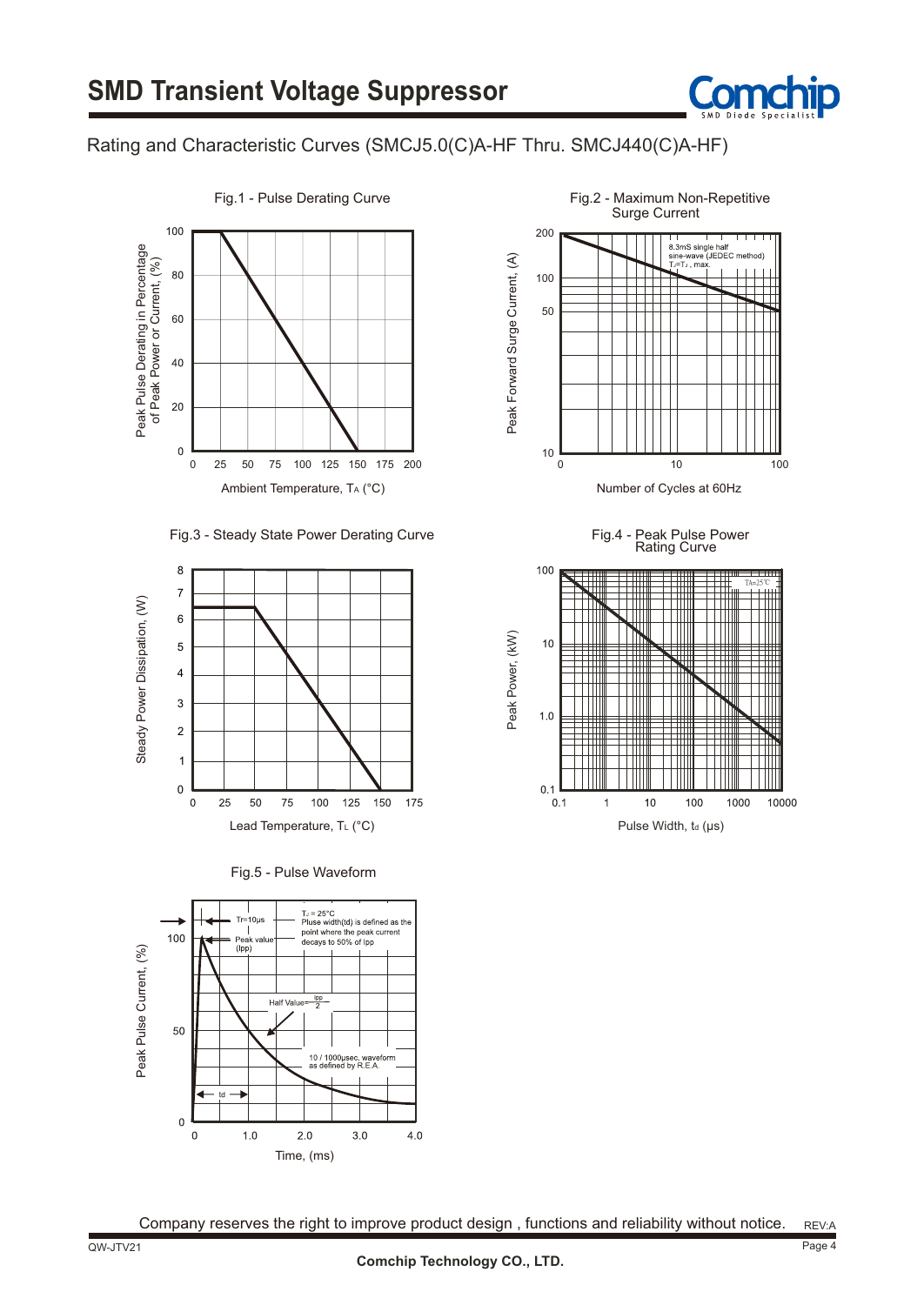# SMD Transient Voltage Suppressor

## Rating and Characteristic Curves (SMCJ5.0(C)A-HF Thru. SMCJ440(C)A-HF)

Fig.1 - Pulse Derating Curve

Peak Pulse Derating in Percentage of Peak Power or Current, (%)

Ambient Temperature, $T_A$ (°C)

Fig.2 - Maximum Non-Repetitive Surge Current

8.3mS single half sine-wave (JEDEC method) $T_J$=$T_J$, max.

Peak Forward Surge Current, (A)

Number of Cycles at 60Hz

Fig.3 - Steady State Power Derating Curve

Steady Power Dissipation, (W)

Lead Temperature, $T_L$ (°C)

Fig.4 - Peak Pulse Power Rating Curve

TA=25°C

Peak Power, (kW)

Pulse Width, $t_d$ (μs)

Fig.5 - Pulse Waveform

Tr=10μs

Peak value (Ipp)

$T_J$ = 25°C
Pluse width(td) is defined as the point where the peak current decays to 50% of Ipp

Half Value= $\frac{Ipp}{2}$

10 / 1000μsec. waveform as defined by R.E.A.

td

Peak Pulse Current, (%)

Time, (ms)

Company reserves the right to improve product design , functions and reliability without notice.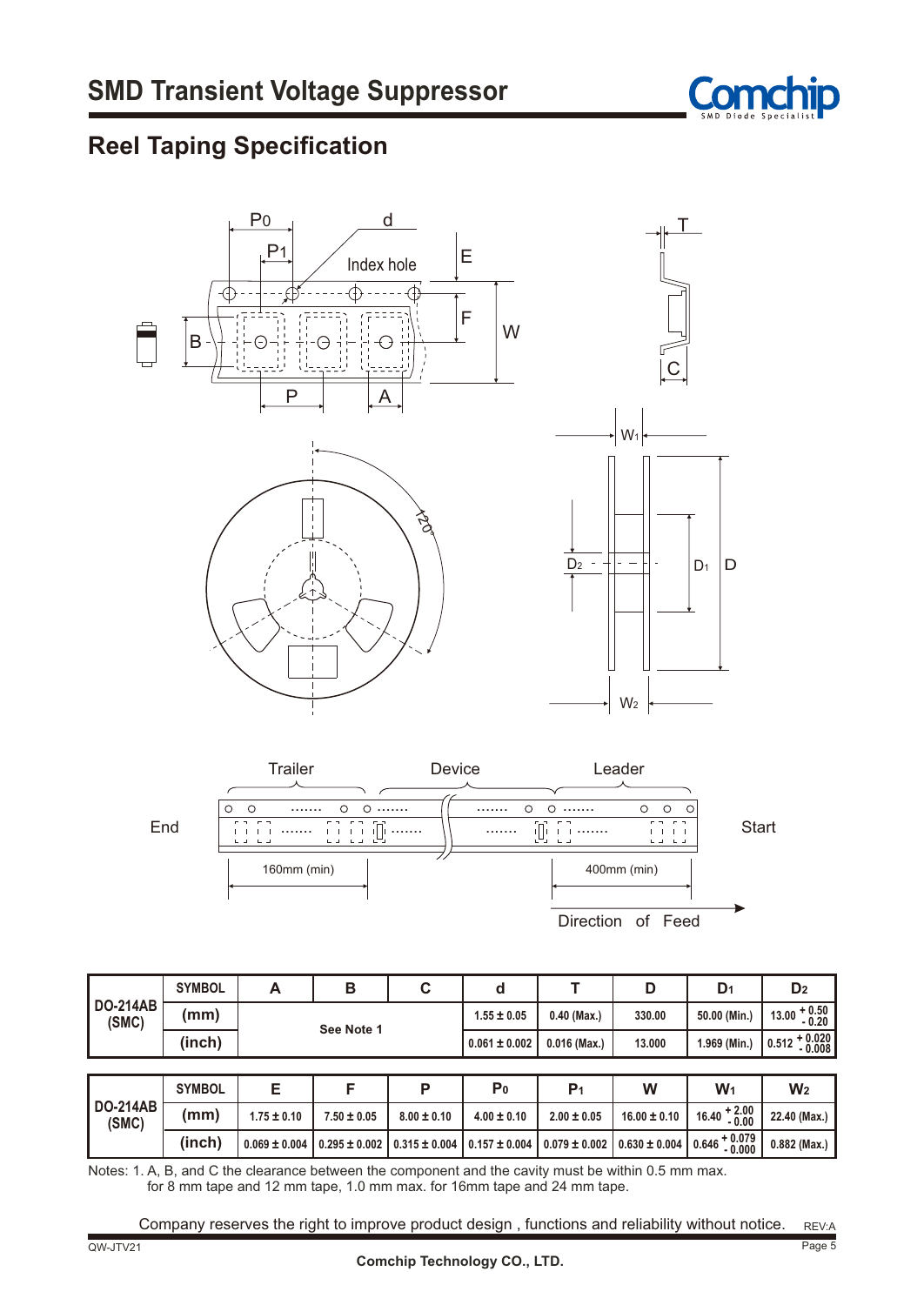# SMD Transient Voltage Suppressor

## Reel Taping Specification

| DO-214AB (SMC) | SYMBOL | A | B | C | d | T | D | $D_1$ | $D_2$ |
|---|---|---|---|---|---|---|---|---|---|
| | (mm) | See Note 1 | | | 1.55 ± 0.05 | 0.40 (Max.) | 330.00 | 50.00 (Min.) | $13.00\ ^{+0.50}_{-0.20}$ |
| | (inch) | | | | 0.061 ± 0.002 | 0.016 (Max.) | 13.000 | 1.969 (Min.) | $0.512\ ^{+0.020}_{-0.008}$ |

| DO-214AB (SMC) | SYMBOL | E | F | P | $P_0$ | $P_1$ | W | $W_1$ | $W_2$ |
|---|---|---|---|---|---|---|---|---|---|
| | (mm) | 1.75 ± 0.10 | 7.50 ± 0.05 | 8.00 ± 0.10 | 4.00 ± 0.10 | 2.00 ± 0.05 | 16.00 ± 0.10 | $16.40\ ^{+2.00}_{-0.00}$ | 22.40 (Max.) |
| | (inch) | 0.069 ± 0.004 | 0.295 ± 0.002 | 0.315 ± 0.004 | 0.157 ± 0.004 | 0.079 ± 0.002 | 0.630 ± 0.004 | $0.646\ ^{+0.079}_{-0.000}$ | 0.882 (Max.) |

Notes: 1. A, B, and C the clearance between the component and the cavity must be within 0.5 mm max. for 8 mm tape and 12 mm tape, 1.0 mm max. for 16mm tape and 24 mm tape.

Company reserves the right to improve product design , functions and reliability without notice.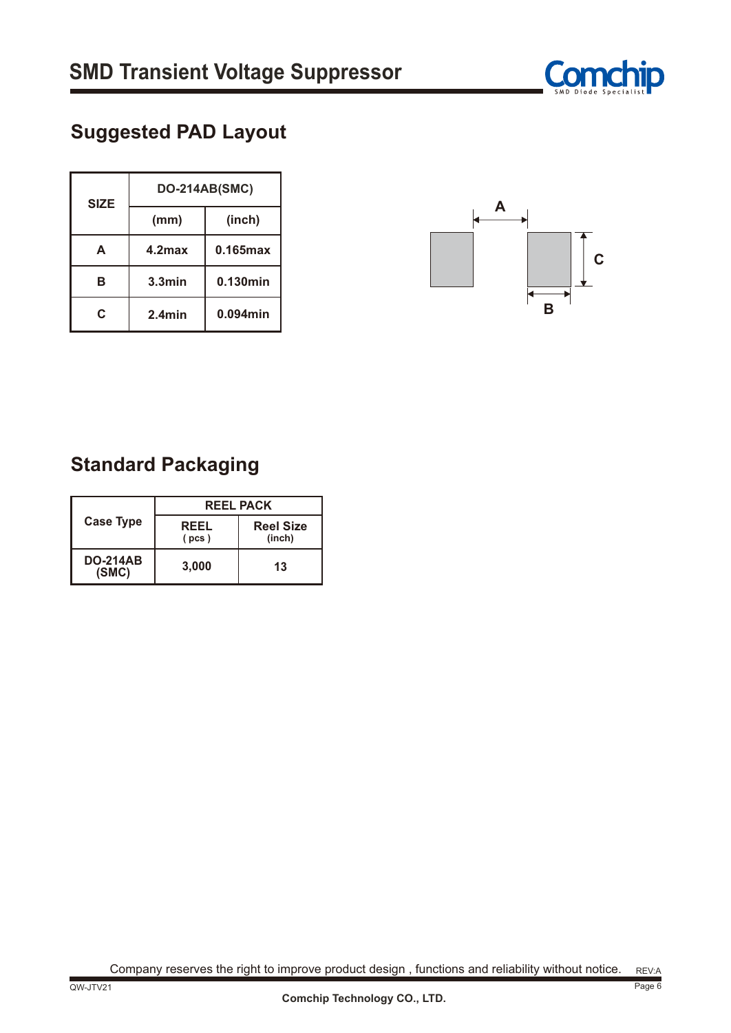## Suggested PAD Layout

| SIZE | DO-214AB(SMC) | |
|---|---|---|
| | (mm) | (inch) |
| A | 4.2max | 0.165max |
| B | 3.3min | 0.130min |
| C | 2.4min | 0.094min |

## Standard Packaging

| Case Type | REEL PACK | |
|---|---|---|
| | REEL ( pcs ) | Reel Size (inch) |
| DO-214AB (SMC) | 3,000 | 13 |

Company reserves the right to improve product design , functions and reliability without notice.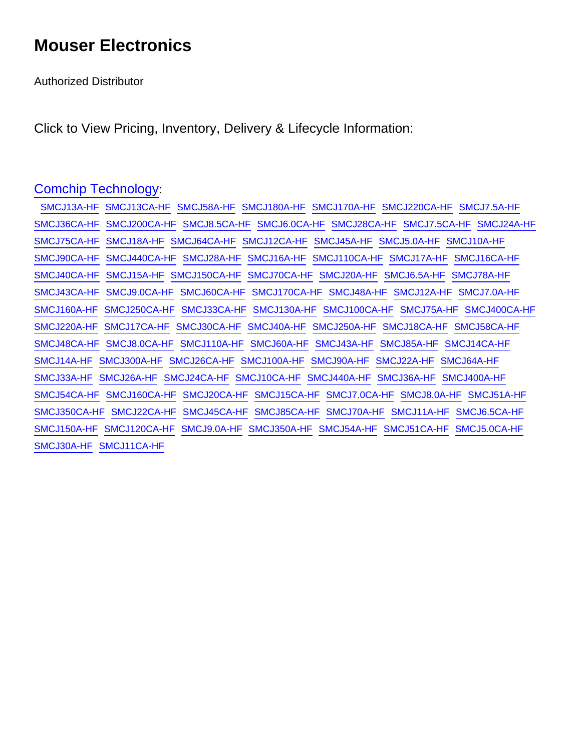# Mouser Electronics

Authorized Distributor

Click to View Pricing, Inventory, Delivery & Lifecycle Information:

Comchip Technology:

SMCJ13A-HF SMCJ13CA-HF SMCJ58A-HF SMCJ180A-HF SMCJ170A-HF SMCJ220CA-HF SMCJ7.5A-HF SMCJ36CA-HF SMCJ200CA-HF SMCJ8.5CA-HF SMCJ6.0CA-HF SMCJ28CA-HF SMCJ7.5CA-HF SMCJ24A-HF SMCJ75CA-HF SMCJ18A-HF SMCJ64CA-HF SMCJ12CA-HF SMCJ45A-HF SMCJ5.0A-HF SMCJ10A-HF SMCJ90CA-HF SMCJ440CA-HF SMCJ28A-HF SMCJ16A-HF SMCJ110CA-HF SMCJ17A-HF SMCJ16CA-HF SMCJ40CA-HF SMCJ15A-HF SMCJ150CA-HF SMCJ70CA-HF SMCJ20A-HF SMCJ6.5A-HF SMCJ78A-HF SMCJ43CA-HF SMCJ9.0CA-HF SMCJ60CA-HF SMCJ170CA-HF SMCJ48A-HF SMCJ12A-HF SMCJ7.0A-HF SMCJ160A-HF SMCJ250CA-HF SMCJ33CA-HF SMCJ130A-HF SMCJ100CA-HF SMCJ75A-HF SMCJ400CA-HF SMCJ220A-HF SMCJ17CA-HF SMCJ30CA-HF SMCJ40A-HF SMCJ250A-HF SMCJ18CA-HF SMCJ58CA-HF SMCJ48CA-HF SMCJ8.0CA-HF SMCJ110A-HF SMCJ60A-HF SMCJ43A-HF SMCJ85A-HF SMCJ14CA-HF SMCJ14A-HF SMCJ300A-HF SMCJ26CA-HF SMCJ100A-HF SMCJ90A-HF SMCJ22A-HF SMCJ64A-HF SMCJ33A-HF SMCJ26A-HF SMCJ24CA-HF SMCJ10CA-HF SMCJ440A-HF SMCJ36A-HF SMCJ400A-HF SMCJ54CA-HF SMCJ160CA-HF SMCJ20CA-HF SMCJ15CA-HF SMCJ7.0CA-HF SMCJ8.0A-HF SMCJ51A-HF SMCJ350CA-HF SMCJ22CA-HF SMCJ45CA-HF SMCJ85CA-HF SMCJ70A-HF SMCJ11A-HF SMCJ6.5CA-HF SMCJ150A-HF SMCJ120CA-HF SMCJ9.0A-HF SMCJ350A-HF SMCJ54A-HF SMCJ51CA-HF SMCJ5.0CA-HF SMCJ30A-HF SMCJ11CA-HF